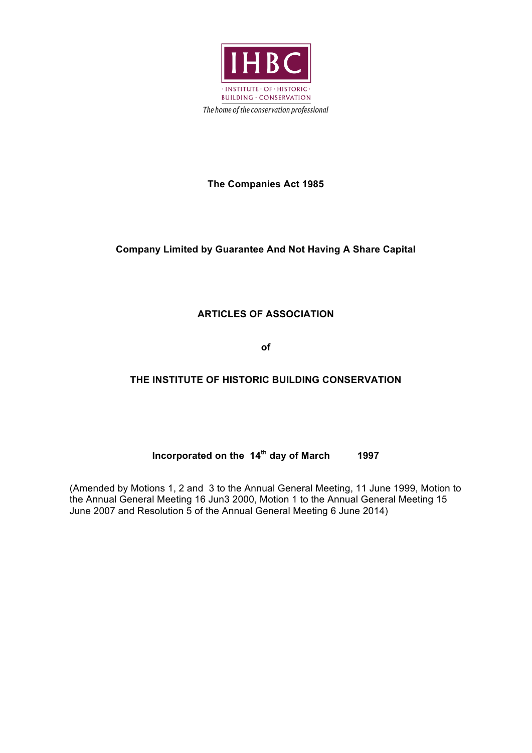IHBC

· INSTITUTE · OF · HISTORIC ·
BUILDING · CONSERVATION

*The home of the conservation professional*

**The Companies Act 1985**

**Company Limited by Guarantee And Not Having A Share Capital**

# ARTICLES OF ASSOCIATION

**of**

# THE INSTITUTE OF HISTORIC BUILDING CONSERVATION

**Incorporated on the 14th day of March 1997**

(Amended by Motions 1, 2 and 3 to the Annual General Meeting, 11 June 1999, Motion to the Annual General Meeting 16 Jun3 2000, Motion 1 to the Annual General Meeting 15 June 2007 and Resolution 5 of the Annual General Meeting 6 June 2014)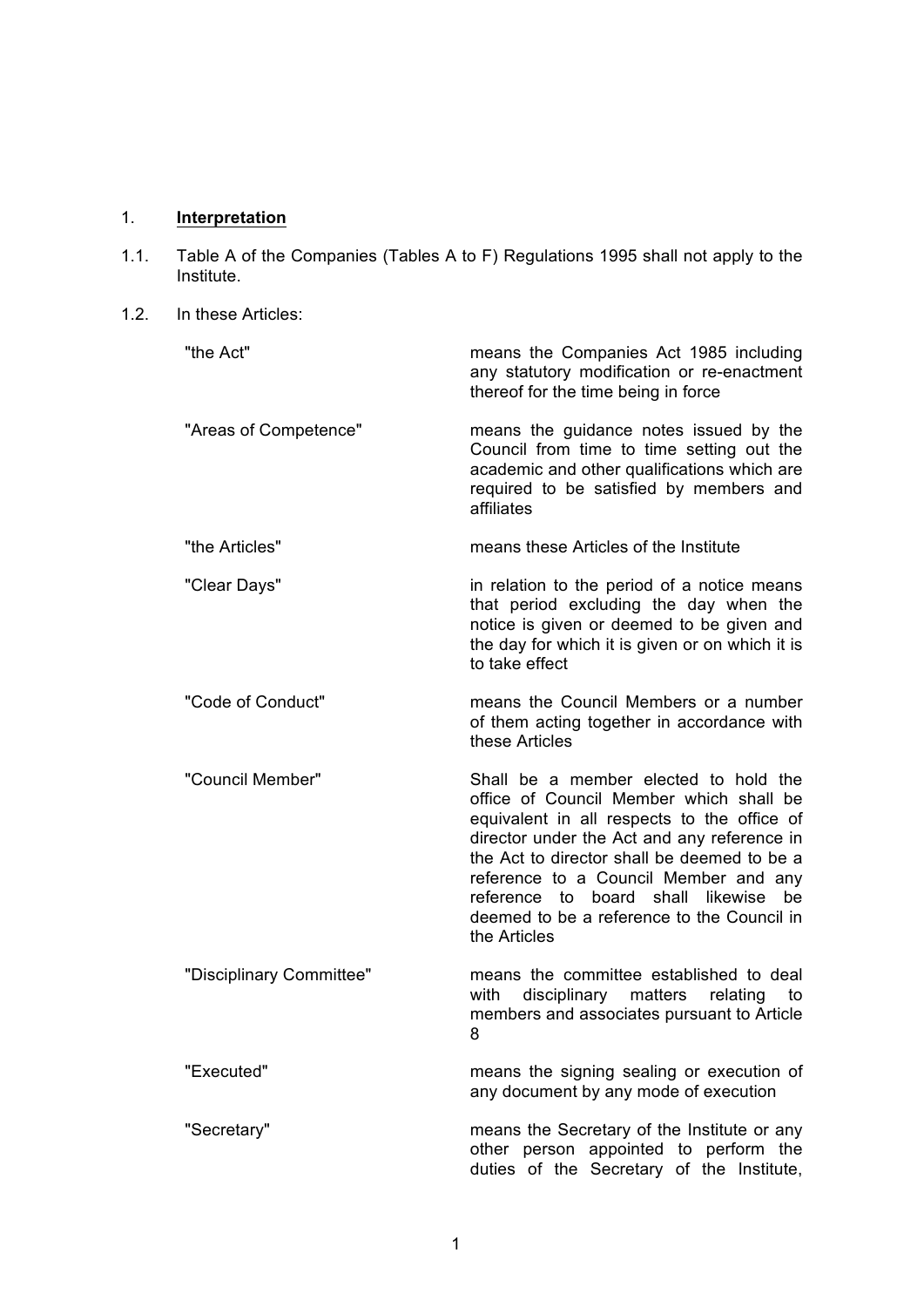1. **Interpretation**

1.1. Table A of the Companies (Tables A to F) Regulations 1995 shall not apply to the Institute.

1.2. In these Articles:

| | |
|---|---|
| "the Act" | means the Companies Act 1985 including any statutory modification or re-enactment thereof for the time being in force |
| "Areas of Competence" | means the guidance notes issued by the Council from time to time setting out the academic and other qualifications which are required to be satisfied by members and affiliates |
| "the Articles" | means these Articles of the Institute |
| "Clear Days" | in relation to the period of a notice means that period excluding the day when the notice is given or deemed to be given and the day for which it is given or on which it is to take effect |
| "Code of Conduct" | means the Council Members or a number of them acting together in accordance with these Articles |
| "Council Member" | Shall be a member elected to hold the office of Council Member which shall be equivalent in all respects to the office of director under the Act and any reference in the Act to director shall be deemed to be a reference to a Council Member and any reference to board shall likewise be deemed to be a reference to the Council in the Articles |
| "Disciplinary Committee" | means the committee established to deal with disciplinary matters relating to members and associates pursuant to Article 8 |
| "Executed" | means the signing sealing or execution of any document by any mode of execution |
| "Secretary" | means the Secretary of the Institute or any other person appointed to perform the duties of the Secretary of the Institute, |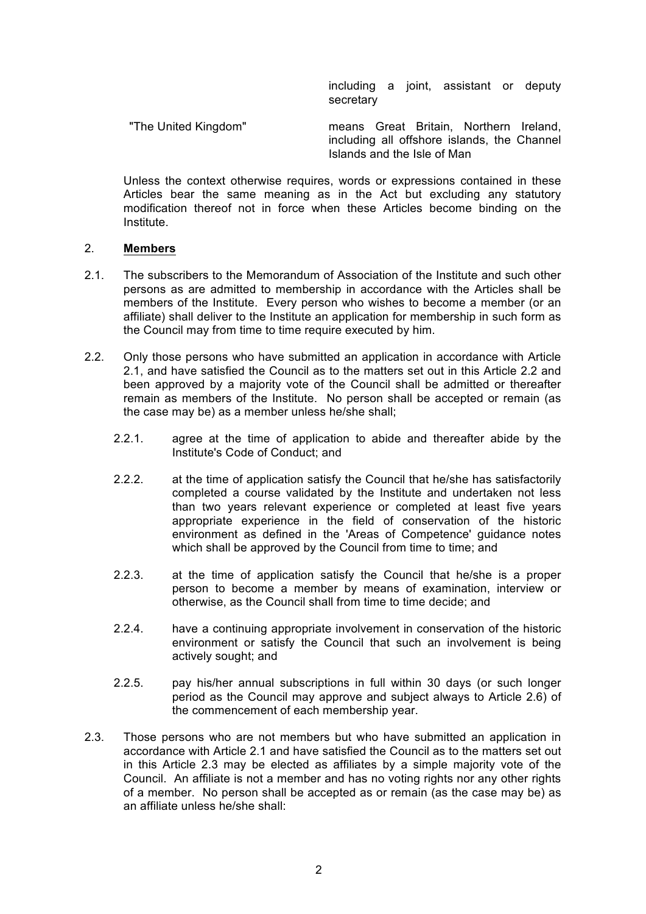| | |
|---|---|
| | including a joint, assistant or deputy secretary |
| "The United Kingdom" | means Great Britain, Northern Ireland, including all offshore islands, the Channel Islands and the Isle of Man |

Unless the context otherwise requires, words or expressions contained in these Articles bear the same meaning as in the Act but excluding any statutory modification thereof not in force when these Articles become binding on the Institute.

## 2. **Members**

2.1. The subscribers to the Memorandum of Association of the Institute and such other persons as are admitted to membership in accordance with the Articles shall be members of the Institute. Every person who wishes to become a member (or an affiliate) shall deliver to the Institute an application for membership in such form as the Council may from time to time require executed by him.

2.2. Only those persons who have submitted an application in accordance with Article 2.1, and have satisfied the Council as to the matters set out in this Article 2.2 and been approved by a majority vote of the Council shall be admitted or thereafter remain as members of the Institute. No person shall be accepted or remain (as the case may be) as a member unless he/she shall;

2.2.1. agree at the time of application to abide and thereafter abide by the Institute's Code of Conduct; and

2.2.2. at the time of application satisfy the Council that he/she has satisfactorily completed a course validated by the Institute and undertaken not less than two years relevant experience or completed at least five years appropriate experience in the field of conservation of the historic environment as defined in the 'Areas of Competence' guidance notes which shall be approved by the Council from time to time; and

2.2.3. at the time of application satisfy the Council that he/she is a proper person to become a member by means of examination, interview or otherwise, as the Council shall from time to time decide; and

2.2.4. have a continuing appropriate involvement in conservation of the historic environment or satisfy the Council that such an involvement is being actively sought; and

2.2.5. pay his/her annual subscriptions in full within 30 days (or such longer period as the Council may approve and subject always to Article 2.6) of the commencement of each membership year.

2.3. Those persons who are not members but who have submitted an application in accordance with Article 2.1 and have satisfied the Council as to the matters set out in this Article 2.3 may be elected as affiliates by a simple majority vote of the Council. An affiliate is not a member and has no voting rights nor any other rights of a member. No person shall be accepted as or remain (as the case may be) as an affiliate unless he/she shall: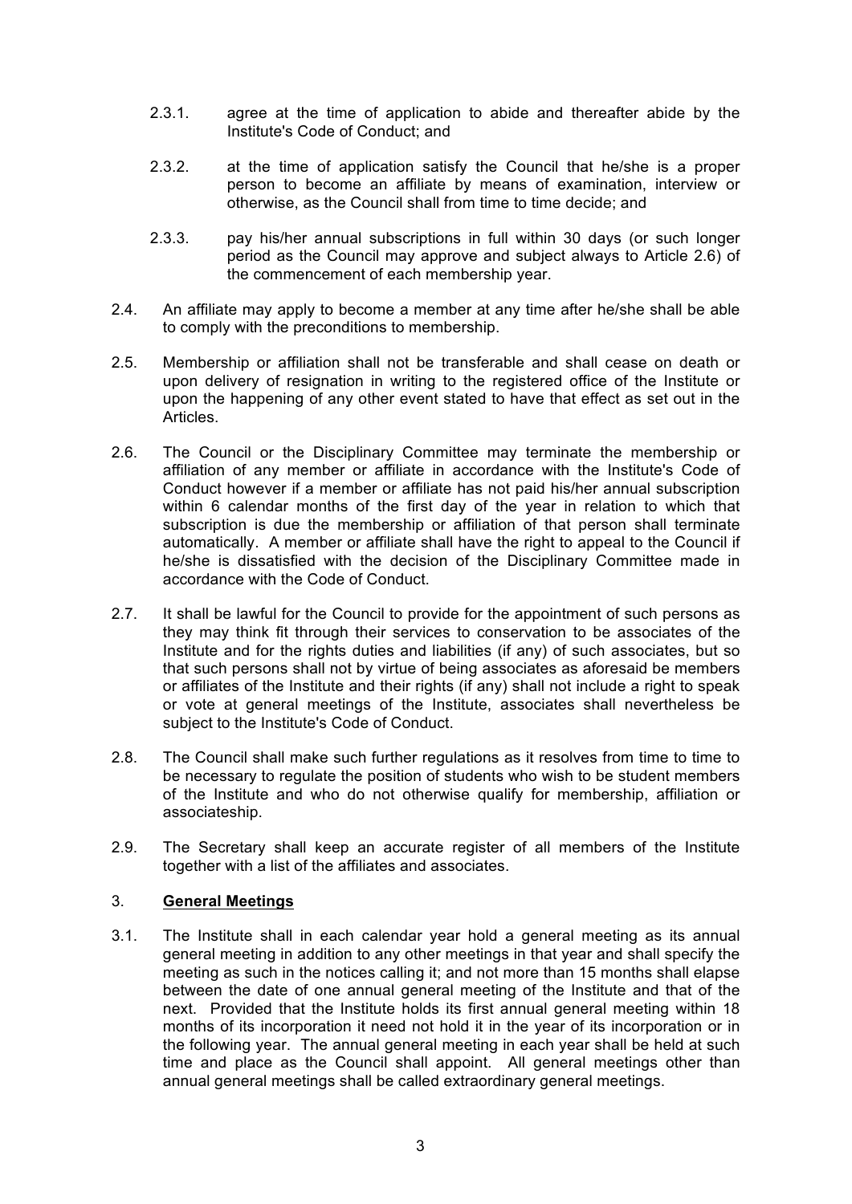2.3.1. agree at the time of application to abide and thereafter abide by the Institute's Code of Conduct; and

2.3.2. at the time of application satisfy the Council that he/she is a proper person to become an affiliate by means of examination, interview or otherwise, as the Council shall from time to time decide; and

2.3.3. pay his/her annual subscriptions in full within 30 days (or such longer period as the Council may approve and subject always to Article 2.6) of the commencement of each membership year.

2.4. An affiliate may apply to become a member at any time after he/she shall be able to comply with the preconditions to membership.

2.5. Membership or affiliation shall not be transferable and shall cease on death or upon delivery of resignation in writing to the registered office of the Institute or upon the happening of any other event stated to have that effect as set out in the Articles.

2.6. The Council or the Disciplinary Committee may terminate the membership or affiliation of any member or affiliate in accordance with the Institute's Code of Conduct however if a member or affiliate has not paid his/her annual subscription within 6 calendar months of the first day of the year in relation to which that subscription is due the membership or affiliation of that person shall terminate automatically. A member or affiliate shall have the right to appeal to the Council if he/she is dissatisfied with the decision of the Disciplinary Committee made in accordance with the Code of Conduct.

2.7. It shall be lawful for the Council to provide for the appointment of such persons as they may think fit through their services to conservation to be associates of the Institute and for the rights duties and liabilities (if any) of such associates, but so that such persons shall not by virtue of being associates as aforesaid be members or affiliates of the Institute and their rights (if any) shall not include a right to speak or vote at general meetings of the Institute, associates shall nevertheless be subject to the Institute's Code of Conduct.

2.8. The Council shall make such further regulations as it resolves from time to time to be necessary to regulate the position of students who wish to be student members of the Institute and who do not otherwise qualify for membership, affiliation or associateship.

2.9. The Secretary shall keep an accurate register of all members of the Institute together with a list of the affiliates and associates.

## 3. **General Meetings**

3.1. The Institute shall in each calendar year hold a general meeting as its annual general meeting in addition to any other meetings in that year and shall specify the meeting as such in the notices calling it; and not more than 15 months shall elapse between the date of one annual general meeting of the Institute and that of the next. Provided that the Institute holds its first annual general meeting within 18 months of its incorporation it need not hold it in the year of its incorporation or in the following year. The annual general meeting in each year shall be held at such time and place as the Council shall appoint. All general meetings other than annual general meetings shall be called extraordinary general meetings.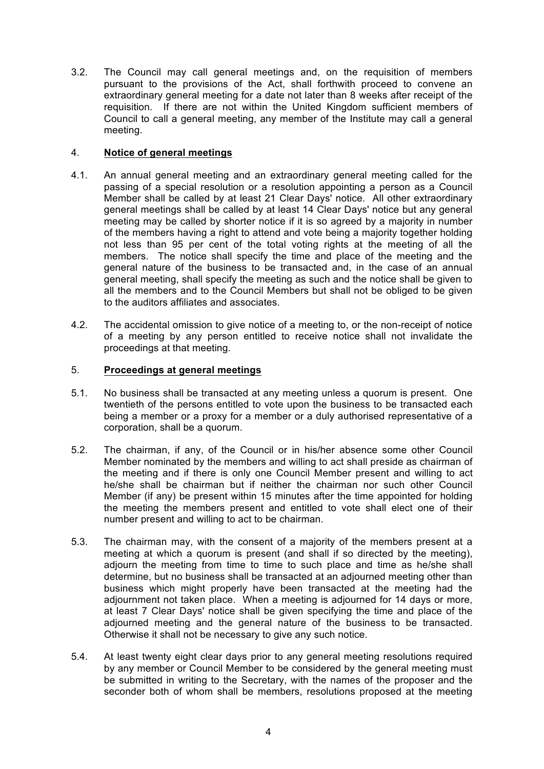3.2. The Council may call general meetings and, on the requisition of members pursuant to the provisions of the Act, shall forthwith proceed to convene an extraordinary general meeting for a date not later than 8 weeks after receipt of the requisition. If there are not within the United Kingdom sufficient members of Council to call a general meeting, any member of the Institute may call a general meeting.

## 4. **Notice of general meetings**

4.1. An annual general meeting and an extraordinary general meeting called for the passing of a special resolution or a resolution appointing a person as a Council Member shall be called by at least 21 Clear Days' notice. All other extraordinary general meetings shall be called by at least 14 Clear Days' notice but any general meeting may be called by shorter notice if it is so agreed by a majority in number of the members having a right to attend and vote being a majority together holding not less than 95 per cent of the total voting rights at the meeting of all the members. The notice shall specify the time and place of the meeting and the general nature of the business to be transacted and, in the case of an annual general meeting, shall specify the meeting as such and the notice shall be given to all the members and to the Council Members but shall not be obliged to be given to the auditors affiliates and associates.

4.2. The accidental omission to give notice of a meeting to, or the non-receipt of notice of a meeting by any person entitled to receive notice shall not invalidate the proceedings at that meeting.

## 5. **Proceedings at general meetings**

5.1. No business shall be transacted at any meeting unless a quorum is present. One twentieth of the persons entitled to vote upon the business to be transacted each being a member or a proxy for a member or a duly authorised representative of a corporation, shall be a quorum.

5.2. The chairman, if any, of the Council or in his/her absence some other Council Member nominated by the members and willing to act shall preside as chairman of the meeting and if there is only one Council Member present and willing to act he/she shall be chairman but if neither the chairman nor such other Council Member (if any) be present within 15 minutes after the time appointed for holding the meeting the members present and entitled to vote shall elect one of their number present and willing to act to be chairman.

5.3. The chairman may, with the consent of a majority of the members present at a meeting at which a quorum is present (and shall if so directed by the meeting), adjourn the meeting from time to time to such place and time as he/she shall determine, but no business shall be transacted at an adjourned meeting other than business which might properly have been transacted at the meeting had the adjournment not taken place. When a meeting is adjourned for 14 days or more, at least 7 Clear Days' notice shall be given specifying the time and place of the adjourned meeting and the general nature of the business to be transacted. Otherwise it shall not be necessary to give any such notice.

5.4. At least twenty eight clear days prior to any general meeting resolutions required by any member or Council Member to be considered by the general meeting must be submitted in writing to the Secretary, with the names of the proposer and the seconder both of whom shall be members, resolutions proposed at the meeting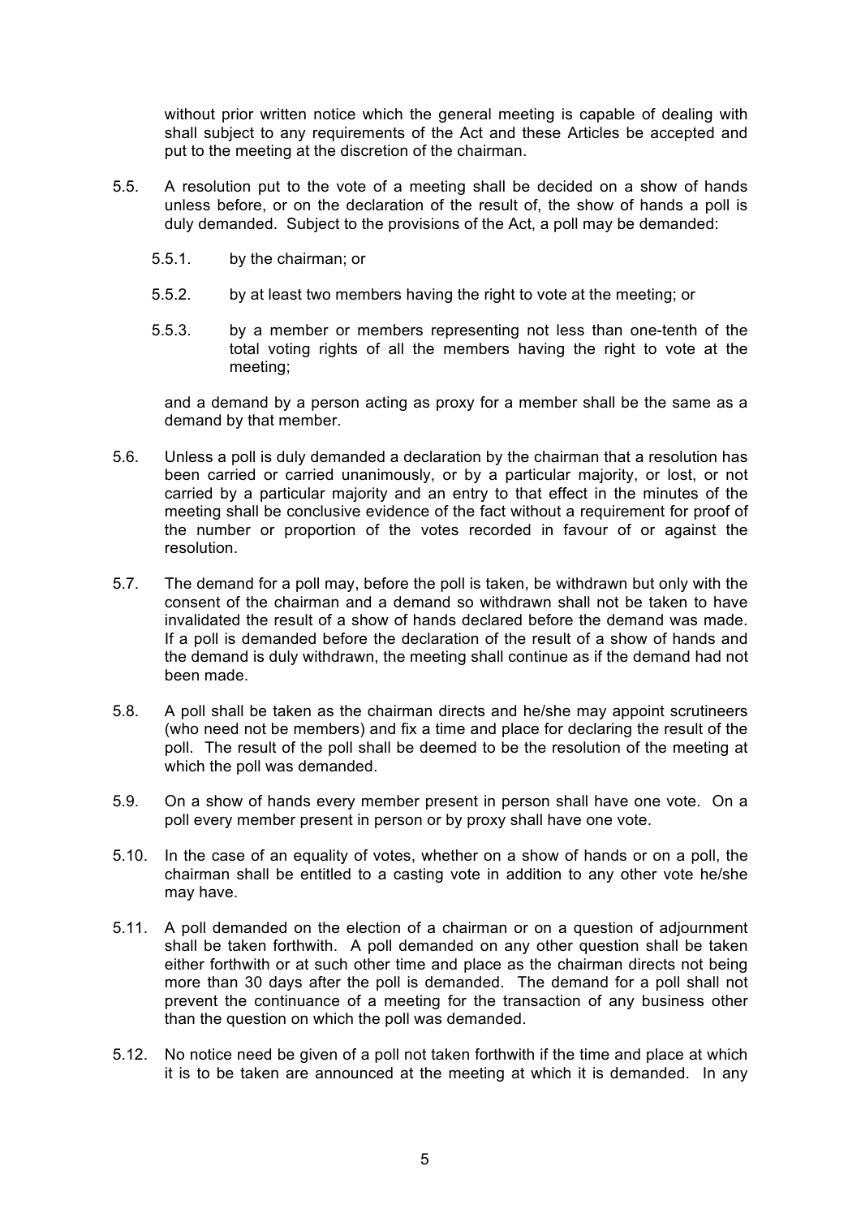without prior written notice which the general meeting is capable of dealing with shall subject to any requirements of the Act and these Articles be accepted and put to the meeting at the discretion of the chairman.

5.5. A resolution put to the vote of a meeting shall be decided on a show of hands unless before, or on the declaration of the result of, the show of hands a poll is duly demanded. Subject to the provisions of the Act, a poll may be demanded:

  5.5.1. by the chairman; or

  5.5.2. by at least two members having the right to vote at the meeting; or

  5.5.3. by a member or members representing not less than one-tenth of the total voting rights of all the members having the right to vote at the meeting;

  and a demand by a person acting as proxy for a member shall be the same as a demand by that member.

5.6. Unless a poll is duly demanded a declaration by the chairman that a resolution has been carried or carried unanimously, or by a particular majority, or lost, or not carried by a particular majority and an entry to that effect in the minutes of the meeting shall be conclusive evidence of the fact without a requirement for proof of the number or proportion of the votes recorded in favour of or against the resolution.

5.7. The demand for a poll may, before the poll is taken, be withdrawn but only with the consent of the chairman and a demand so withdrawn shall not be taken to have invalidated the result of a show of hands declared before the demand was made. If a poll is demanded before the declaration of the result of a show of hands and the demand is duly withdrawn, the meeting shall continue as if the demand had not been made.

5.8. A poll shall be taken as the chairman directs and he/she may appoint scrutineers (who need not be members) and fix a time and place for declaring the result of the poll. The result of the poll shall be deemed to be the resolution of the meeting at which the poll was demanded.

5.9. On a show of hands every member present in person shall have one vote. On a poll every member present in person or by proxy shall have one vote.

5.10. In the case of an equality of votes, whether on a show of hands or on a poll, the chairman shall be entitled to a casting vote in addition to any other vote he/she may have.

5.11. A poll demanded on the election of a chairman or on a question of adjournment shall be taken forthwith. A poll demanded on any other question shall be taken either forthwith or at such other time and place as the chairman directs not being more than 30 days after the poll is demanded. The demand for a poll shall not prevent the continuance of a meeting for the transaction of any business other than the question on which the poll was demanded.

5.12. No notice need be given of a poll not taken forthwith if the time and place at which it is to be taken are announced at the meeting at which it is demanded. In any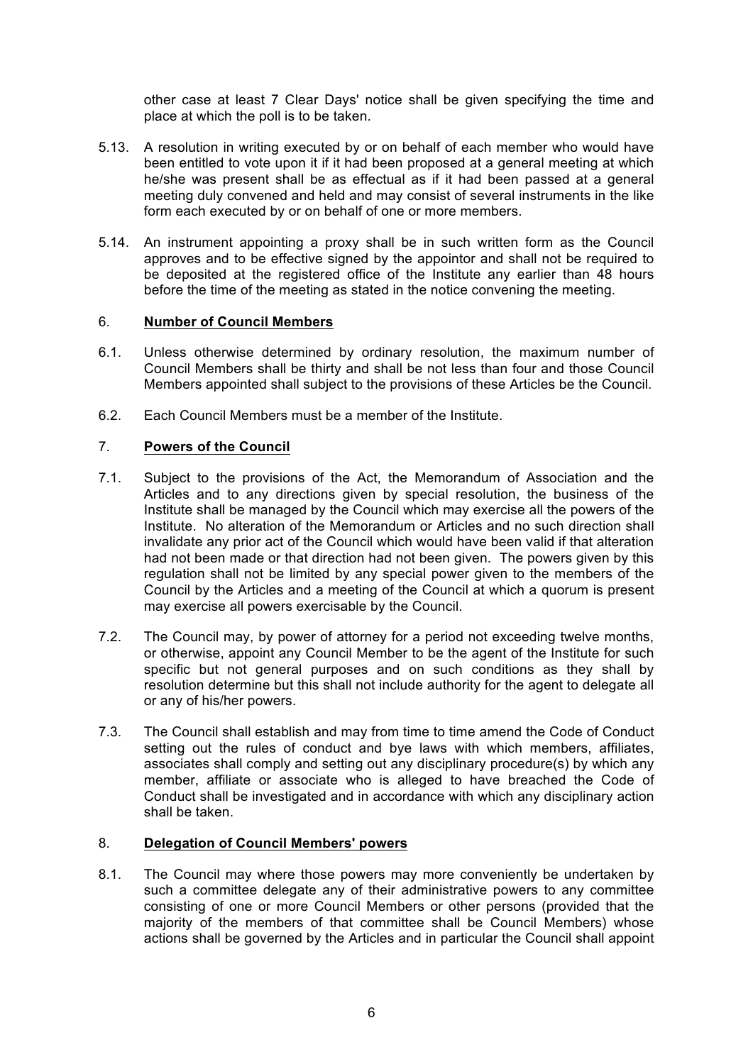other case at least 7 Clear Days' notice shall be given specifying the time and place at which the poll is to be taken.

5.13. A resolution in writing executed by or on behalf of each member who would have been entitled to vote upon it if it had been proposed at a general meeting at which he/she was present shall be as effectual as if it had been passed at a general meeting duly convened and held and may consist of several instruments in the like form each executed by or on behalf of one or more members.

5.14. An instrument appointing a proxy shall be in such written form as the Council approves and to be effective signed by the appointor and shall not be required to be deposited at the registered office of the Institute any earlier than 48 hours before the time of the meeting as stated in the notice convening the meeting.

## 6. Number of Council Members

6.1. Unless otherwise determined by ordinary resolution, the maximum number of Council Members shall be thirty and shall be not less than four and those Council Members appointed shall subject to the provisions of these Articles be the Council.

6.2. Each Council Members must be a member of the Institute.

## 7. Powers of the Council

7.1. Subject to the provisions of the Act, the Memorandum of Association and the Articles and to any directions given by special resolution, the business of the Institute shall be managed by the Council which may exercise all the powers of the Institute. No alteration of the Memorandum or Articles and no such direction shall invalidate any prior act of the Council which would have been valid if that alteration had not been made or that direction had not been given. The powers given by this regulation shall not be limited by any special power given to the members of the Council by the Articles and a meeting of the Council at which a quorum is present may exercise all powers exercisable by the Council.

7.2. The Council may, by power of attorney for a period not exceeding twelve months, or otherwise, appoint any Council Member to be the agent of the Institute for such specific but not general purposes and on such conditions as they shall by resolution determine but this shall not include authority for the agent to delegate all or any of his/her powers.

7.3. The Council shall establish and may from time to time amend the Code of Conduct setting out the rules of conduct and bye laws with which members, affiliates, associates shall comply and setting out any disciplinary procedure(s) by which any member, affiliate or associate who is alleged to have breached the Code of Conduct shall be investigated and in accordance with which any disciplinary action shall be taken.

## 8. Delegation of Council Members' powers

8.1. The Council may where those powers may more conveniently be undertaken by such a committee delegate any of their administrative powers to any committee consisting of one or more Council Members or other persons (provided that the majority of the members of that committee shall be Council Members) whose actions shall be governed by the Articles and in particular the Council shall appoint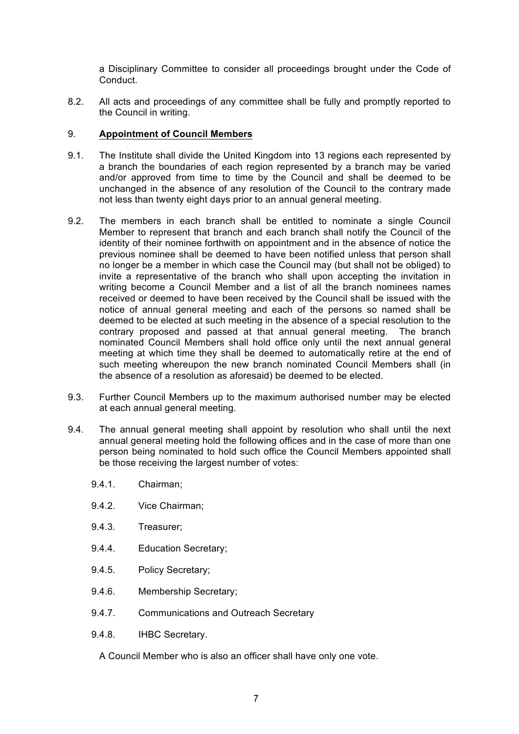a Disciplinary Committee to consider all proceedings brought under the Code of Conduct.

8.2. All acts and proceedings of any committee shall be fully and promptly reported to the Council in writing.

9. **Appointment of Council Members**

9.1. The Institute shall divide the United Kingdom into 13 regions each represented by a branch the boundaries of each region represented by a branch may be varied and/or approved from time to time by the Council and shall be deemed to be unchanged in the absence of any resolution of the Council to the contrary made not less than twenty eight days prior to an annual general meeting.

9.2. The members in each branch shall be entitled to nominate a single Council Member to represent that branch and each branch shall notify the Council of the identity of their nominee forthwith on appointment and in the absence of notice the previous nominee shall be deemed to have been notified unless that person shall no longer be a member in which case the Council may (but shall not be obliged) to invite a representative of the branch who shall upon accepting the invitation in writing become a Council Member and a list of all the branch nominees names received or deemed to have been received by the Council shall be issued with the notice of annual general meeting and each of the persons so named shall be deemed to be elected at such meeting in the absence of a special resolution to the contrary proposed and passed at that annual general meeting. The branch nominated Council Members shall hold office only until the next annual general meeting at which time they shall be deemed to automatically retire at the end of such meeting whereupon the new branch nominated Council Members shall (in the absence of a resolution as aforesaid) be deemed to be elected.

9.3. Further Council Members up to the maximum authorised number may be elected at each annual general meeting.

9.4. The annual general meeting shall appoint by resolution who shall until the next annual general meeting hold the following offices and in the case of more than one person being nominated to hold such office the Council Members appointed shall be those receiving the largest number of votes:

9.4.1. Chairman;

9.4.2. Vice Chairman;

9.4.3. Treasurer;

9.4.4. Education Secretary;

9.4.5. Policy Secretary;

9.4.6. Membership Secretary;

9.4.7. Communications and Outreach Secretary

9.4.8. IHBC Secretary.

A Council Member who is also an officer shall have only one vote.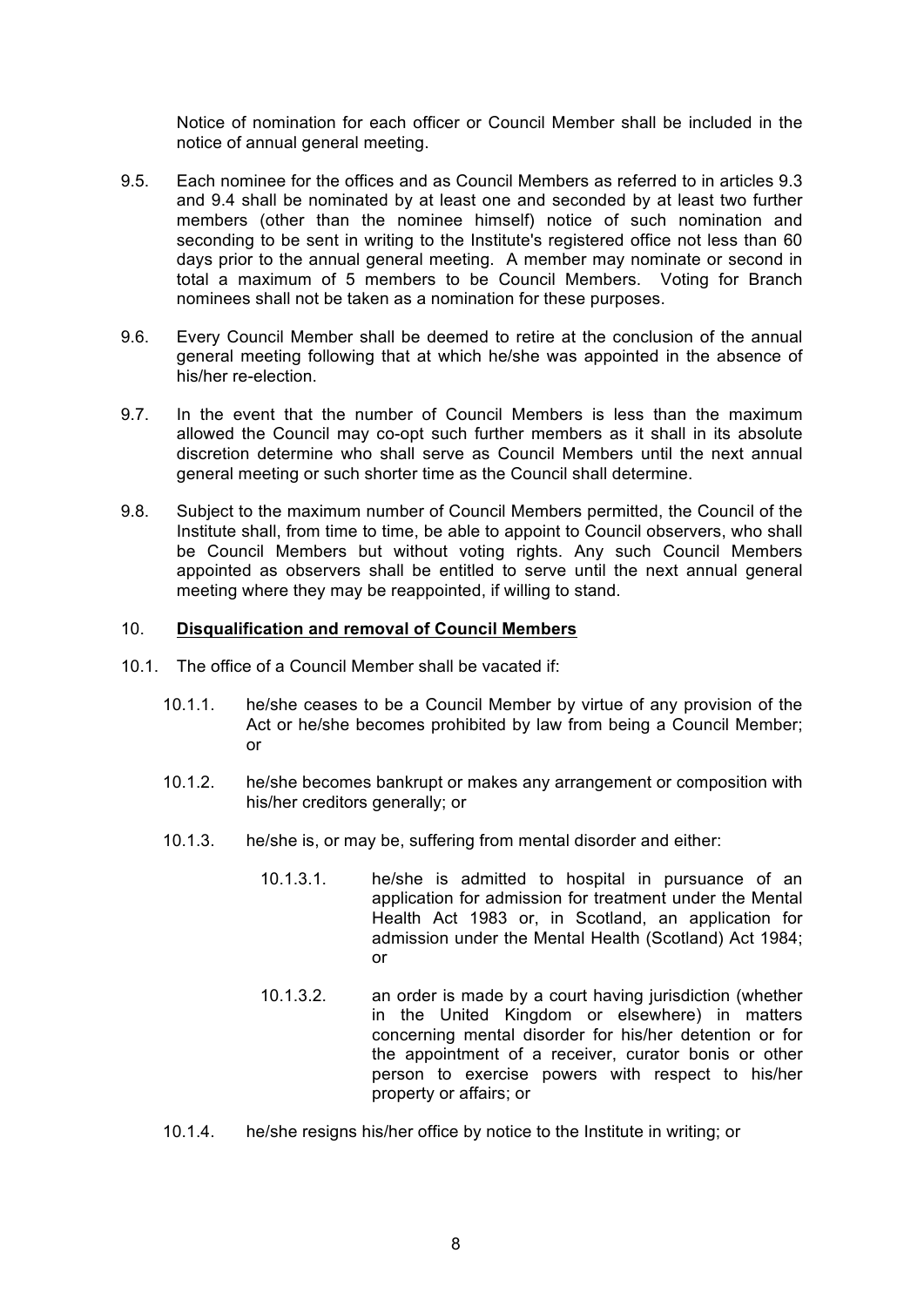Notice of nomination for each officer or Council Member shall be included in the notice of annual general meeting.

9.5. Each nominee for the offices and as Council Members as referred to in articles 9.3 and 9.4 shall be nominated by at least one and seconded by at least two further members (other than the nominee himself) notice of such nomination and seconding to be sent in writing to the Institute's registered office not less than 60 days prior to the annual general meeting. A member may nominate or second in total a maximum of 5 members to be Council Members. Voting for Branch nominees shall not be taken as a nomination for these purposes.

9.6. Every Council Member shall be deemed to retire at the conclusion of the annual general meeting following that at which he/she was appointed in the absence of his/her re-election.

9.7. In the event that the number of Council Members is less than the maximum allowed the Council may co-opt such further members as it shall in its absolute discretion determine who shall serve as Council Members until the next annual general meeting or such shorter time as the Council shall determine.

9.8. Subject to the maximum number of Council Members permitted, the Council of the Institute shall, from time to time, be able to appoint to Council observers, who shall be Council Members but without voting rights. Any such Council Members appointed as observers shall be entitled to serve until the next annual general meeting where they may be reappointed, if willing to stand.

## 10. **<u>Disqualification and removal of Council Members</u>**

10.1. The office of a Council Member shall be vacated if:

- 10.1.1. he/she ceases to be a Council Member by virtue of any provision of the Act or he/she becomes prohibited by law from being a Council Member; or

- 10.1.2. he/she becomes bankrupt or makes any arrangement or composition with his/her creditors generally; or

- 10.1.3. he/she is, or may be, suffering from mental disorder and either:

  - 10.1.3.1. he/she is admitted to hospital in pursuance of an application for admission for treatment under the Mental Health Act 1983 or, in Scotland, an application for admission under the Mental Health (Scotland) Act 1984; or

  - 10.1.3.2. an order is made by a court having jurisdiction (whether in the United Kingdom or elsewhere) in matters concerning mental disorder for his/her detention or for the appointment of a receiver, curator bonis or other person to exercise powers with respect to his/her property or affairs; or

- 10.1.4. he/she resigns his/her office by notice to the Institute in writing; or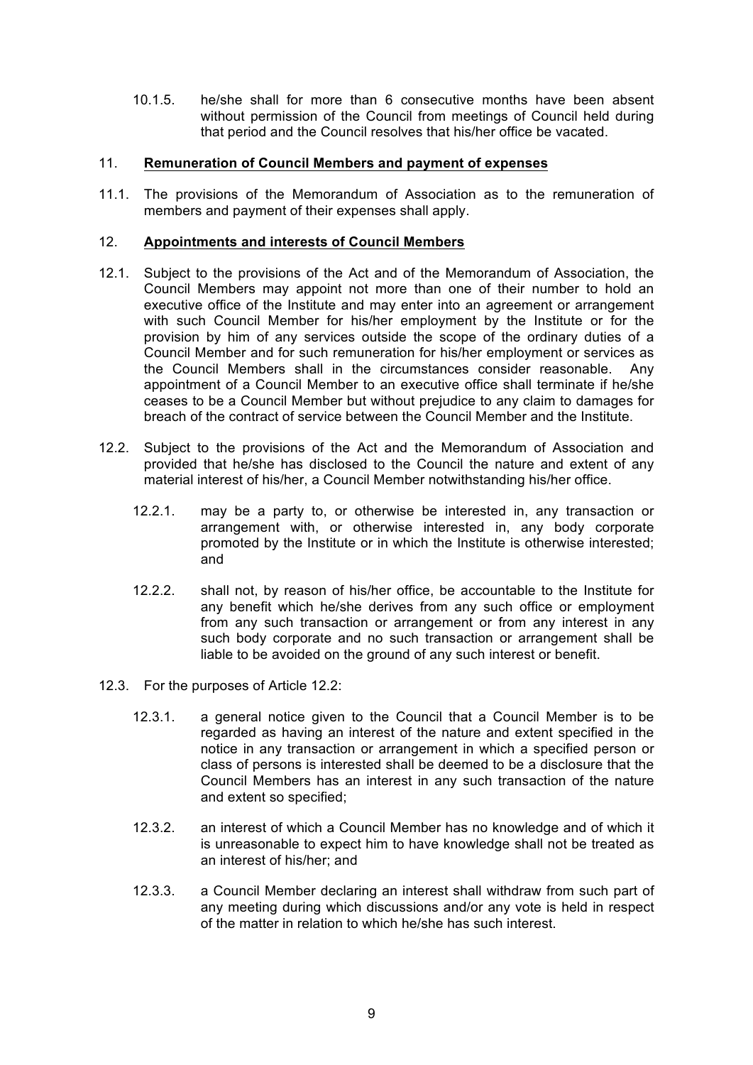10.1.5. he/she shall for more than 6 consecutive months have been absent without permission of the Council from meetings of Council held during that period and the Council resolves that his/her office be vacated.

## 11. **Remuneration of Council Members and payment of expenses**

11.1. The provisions of the Memorandum of Association as to the remuneration of members and payment of their expenses shall apply.

## 12. **Appointments and interests of Council Members**

12.1. Subject to the provisions of the Act and of the Memorandum of Association, the Council Members may appoint not more than one of their number to hold an executive office of the Institute and may enter into an agreement or arrangement with such Council Member for his/her employment by the Institute or for the provision by him of any services outside the scope of the ordinary duties of a Council Member and for such remuneration for his/her employment or services as the Council Members shall in the circumstances consider reasonable. Any appointment of a Council Member to an executive office shall terminate if he/she ceases to be a Council Member but without prejudice to any claim to damages for breach of the contract of service between the Council Member and the Institute.

12.2. Subject to the provisions of the Act and the Memorandum of Association and provided that he/she has disclosed to the Council the nature and extent of any material interest of his/her, a Council Member notwithstanding his/her office.

12.2.1. may be a party to, or otherwise be interested in, any transaction or arrangement with, or otherwise interested in, any body corporate promoted by the Institute or in which the Institute is otherwise interested; and

12.2.2. shall not, by reason of his/her office, be accountable to the Institute for any benefit which he/she derives from any such office or employment from any such transaction or arrangement or from any interest in any such body corporate and no such transaction or arrangement shall be liable to be avoided on the ground of any such interest or benefit.

12.3. For the purposes of Article 12.2:

12.3.1. a general notice given to the Council that a Council Member is to be regarded as having an interest of the nature and extent specified in the notice in any transaction or arrangement in which a specified person or class of persons is interested shall be deemed to be a disclosure that the Council Members has an interest in any such transaction of the nature and extent so specified;

12.3.2. an interest of which a Council Member has no knowledge and of which it is unreasonable to expect him to have knowledge shall not be treated as an interest of his/her; and

12.3.3. a Council Member declaring an interest shall withdraw from such part of any meeting during which discussions and/or any vote is held in respect of the matter in relation to which he/she has such interest.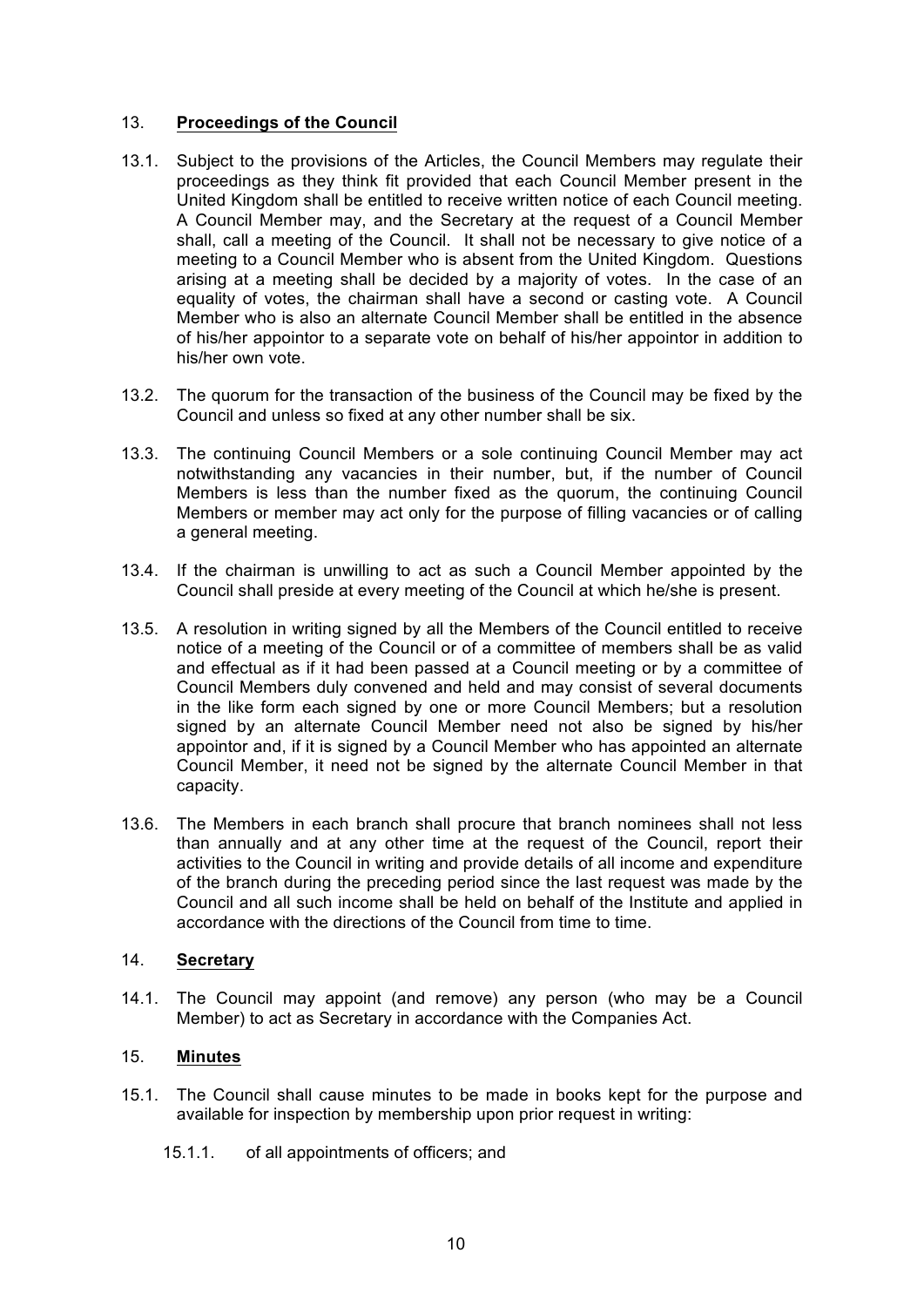## 13. **Proceedings of the Council**

13.1. Subject to the provisions of the Articles, the Council Members may regulate their proceedings as they think fit provided that each Council Member present in the United Kingdom shall be entitled to receive written notice of each Council meeting. A Council Member may, and the Secretary at the request of a Council Member shall, call a meeting of the Council. It shall not be necessary to give notice of a meeting to a Council Member who is absent from the United Kingdom. Questions arising at a meeting shall be decided by a majority of votes. In the case of an equality of votes, the chairman shall have a second or casting vote. A Council Member who is also an alternate Council Member shall be entitled in the absence of his/her appointor to a separate vote on behalf of his/her appointor in addition to his/her own vote.

13.2. The quorum for the transaction of the business of the Council may be fixed by the Council and unless so fixed at any other number shall be six.

13.3. The continuing Council Members or a sole continuing Council Member may act notwithstanding any vacancies in their number, but, if the number of Council Members is less than the number fixed as the quorum, the continuing Council Members or member may act only for the purpose of filling vacancies or of calling a general meeting.

13.4. If the chairman is unwilling to act as such a Council Member appointed by the Council shall preside at every meeting of the Council at which he/she is present.

13.5. A resolution in writing signed by all the Members of the Council entitled to receive notice of a meeting of the Council or of a committee of members shall be as valid and effectual as if it had been passed at a Council meeting or by a committee of Council Members duly convened and held and may consist of several documents in the like form each signed by one or more Council Members; but a resolution signed by an alternate Council Member need not also be signed by his/her appointor and, if it is signed by a Council Member who has appointed an alternate Council Member, it need not be signed by the alternate Council Member in that capacity.

13.6. The Members in each branch shall procure that branch nominees shall not less than annually and at any other time at the request of the Council, report their activities to the Council in writing and provide details of all income and expenditure of the branch during the preceding period since the last request was made by the Council and all such income shall be held on behalf of the Institute and applied in accordance with the directions of the Council from time to time.

## 14. **Secretary**

14.1. The Council may appoint (and remove) any person (who may be a Council Member) to act as Secretary in accordance with the Companies Act.

## 15. **Minutes**

15.1. The Council shall cause minutes to be made in books kept for the purpose and available for inspection by membership upon prior request in writing:

15.1.1. of all appointments of officers; and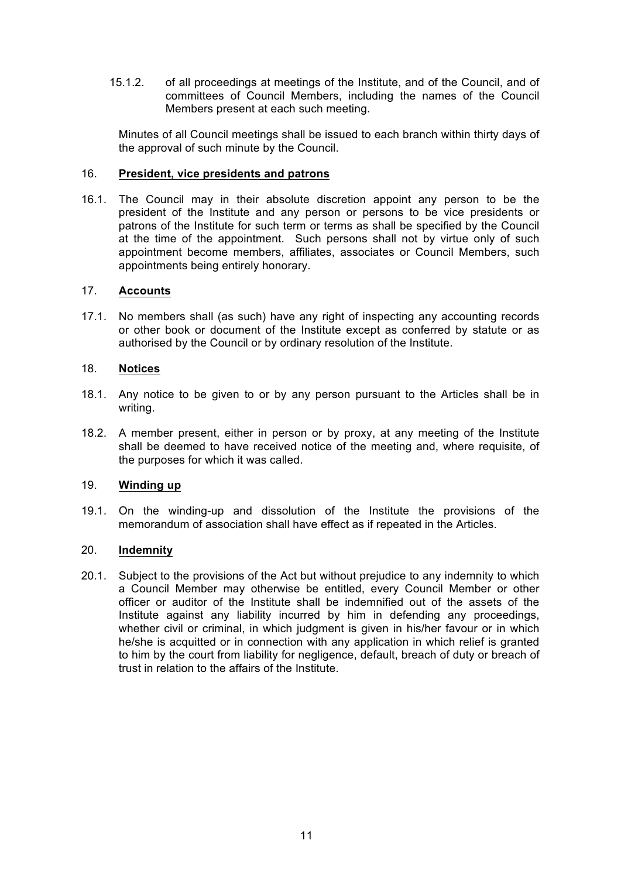15.1.2. of all proceedings at meetings of the Institute, and of the Council, and of committees of Council Members, including the names of the Council Members present at each such meeting.

Minutes of all Council meetings shall be issued to each branch within thirty days of the approval of such minute by the Council.

## 16. **President, vice presidents and patrons**

16.1. The Council may in their absolute discretion appoint any person to be the president of the Institute and any person or persons to be vice presidents or patrons of the Institute for such term or terms as shall be specified by the Council at the time of the appointment. Such persons shall not by virtue only of such appointment become members, affiliates, associates or Council Members, such appointments being entirely honorary.

## 17. **Accounts**

17.1. No members shall (as such) have any right of inspecting any accounting records or other book or document of the Institute except as conferred by statute or as authorised by the Council or by ordinary resolution of the Institute.

## 18. **Notices**

18.1. Any notice to be given to or by any person pursuant to the Articles shall be in writing.

18.2. A member present, either in person or by proxy, at any meeting of the Institute shall be deemed to have received notice of the meeting and, where requisite, of the purposes for which it was called.

## 19. **Winding up**

19.1. On the winding-up and dissolution of the Institute the provisions of the memorandum of association shall have effect as if repeated in the Articles.

## 20. **Indemnity**

20.1. Subject to the provisions of the Act but without prejudice to any indemnity to which a Council Member may otherwise be entitled, every Council Member or other officer or auditor of the Institute shall be indemnified out of the assets of the Institute against any liability incurred by him in defending any proceedings, whether civil or criminal, in which judgment is given in his/her favour or in which he/she is acquitted or in connection with any application in which relief is granted to him by the court from liability for negligence, default, breach of duty or breach of trust in relation to the affairs of the Institute.